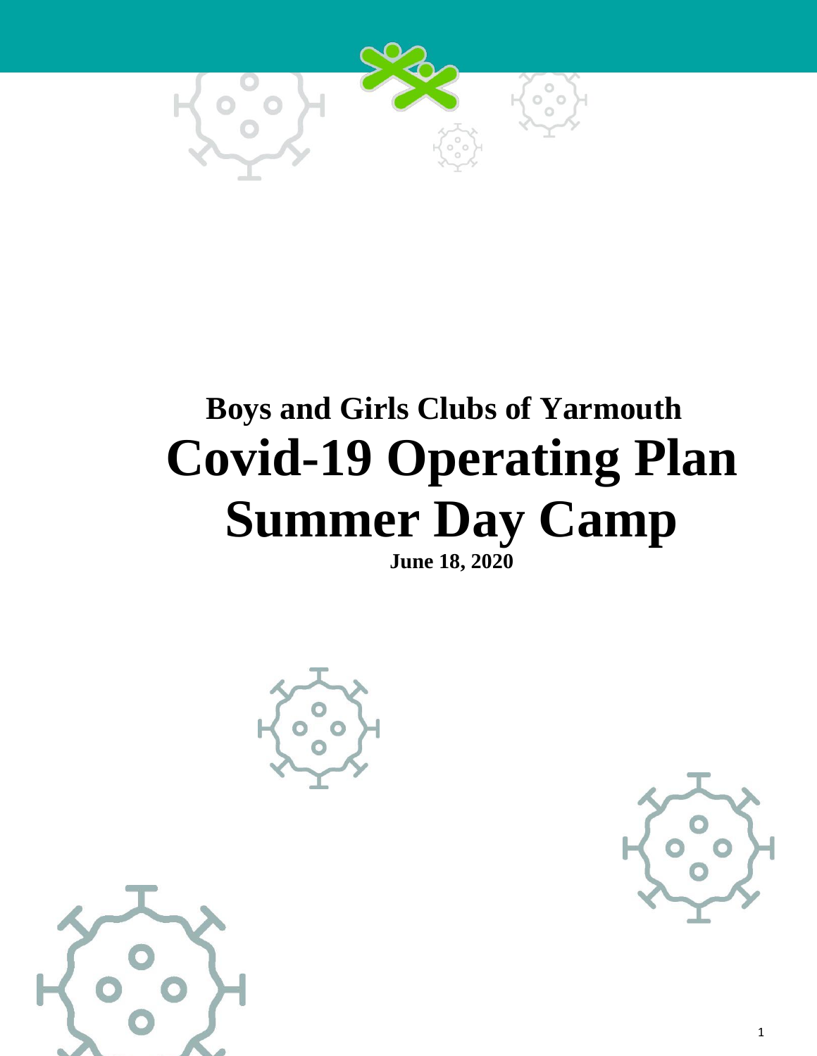# Boys and Girls Clubs of Yarmouth

# Covid-19 Operating Plan Summer Day Camp

**June 18, 2020**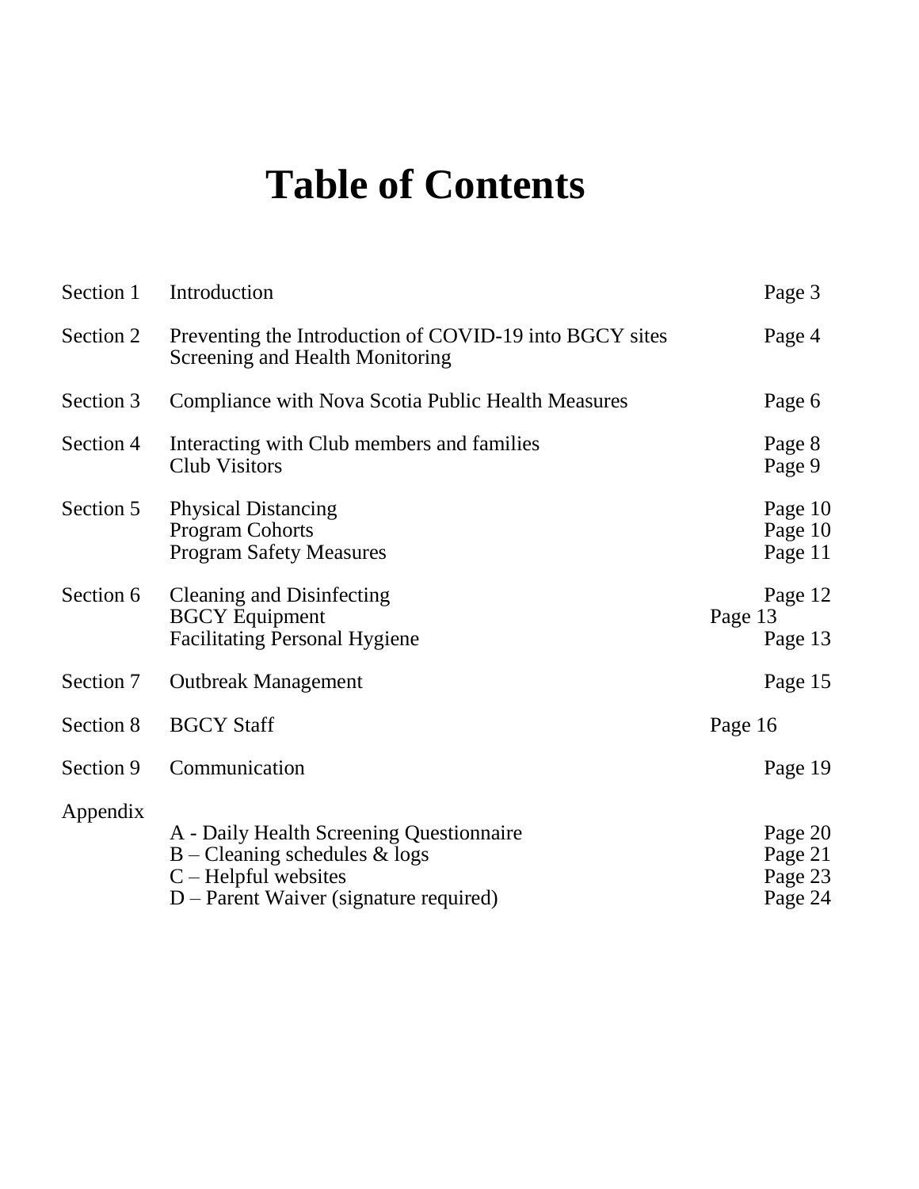# Table of Contents

| | | |
|---|---|---|
| Section 1 | Introduction | Page 3 |
| Section 2 | Preventing the Introduction of COVID-19 into BGCY sites<br>Screening and Health Monitoring | Page 4 |
| Section 3 | Compliance with Nova Scotia Public Health Measures | Page 6 |
| Section 4 | Interacting with Club members and families<br>Club Visitors | Page 8<br>Page 9 |
| Section 5 | Physical Distancing<br>Program Cohorts<br>Program Safety Measures | Page 10<br>Page 10<br>Page 11 |
| Section 6 | Cleaning and Disinfecting<br>BGCY Equipment<br>Facilitating Personal Hygiene | Page 12<br>Page 13<br>Page 13 |
| Section 7 | Outbreak Management | Page 15 |
| Section 8 | BGCY Staff | Page 16 |
| Section 9 | Communication | Page 19 |
| Appendix | A - Daily Health Screening Questionnaire<br>B – Cleaning schedules & logs<br>C – Helpful websites<br>D – Parent Waiver (signature required) | Page 20<br>Page 21<br>Page 23<br>Page 24 |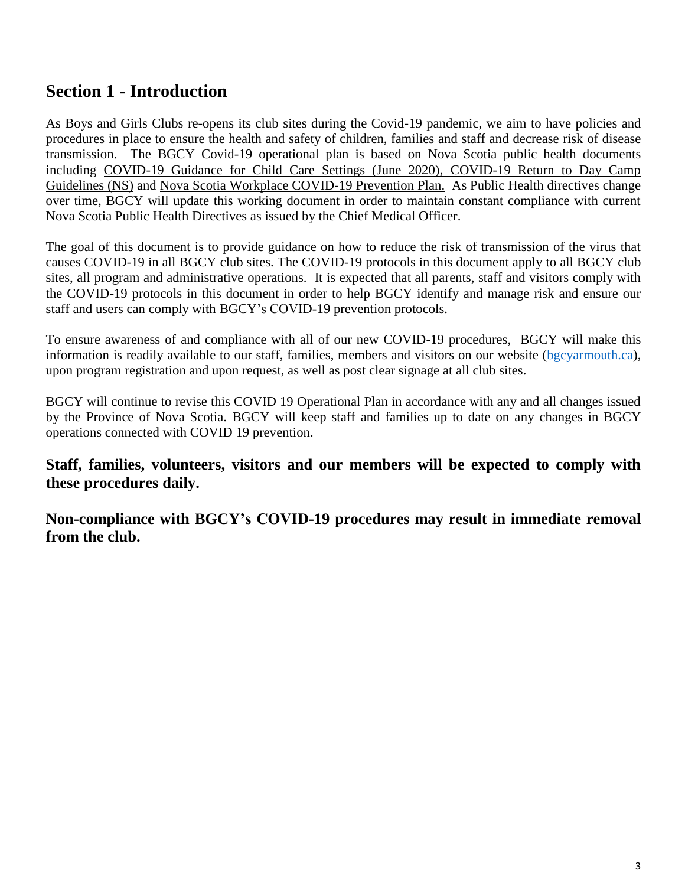## Section 1 - Introduction

As Boys and Girls Clubs re-opens its club sites during the Covid-19 pandemic, we aim to have policies and procedures in place to ensure the health and safety of children, families and staff and decrease risk of disease transmission. The BGCY Covid-19 operational plan is based on Nova Scotia public health documents including COVID-19 Guidance for Child Care Settings (June 2020), COVID-19 Return to Day Camp Guidelines (NS) and Nova Scotia Workplace COVID-19 Prevention Plan. As Public Health directives change over time, BGCY will update this working document in order to maintain constant compliance with current Nova Scotia Public Health Directives as issued by the Chief Medical Officer.

The goal of this document is to provide guidance on how to reduce the risk of transmission of the virus that causes COVID-19 in all BGCY club sites. The COVID-19 protocols in this document apply to all BGCY club sites, all program and administrative operations. It is expected that all parents, staff and visitors comply with the COVID-19 protocols in this document in order to help BGCY identify and manage risk and ensure our staff and users can comply with BGCY's COVID-19 prevention protocols.

To ensure awareness of and compliance with all of our new COVID-19 procedures, BGCY will make this information is readily available to our staff, families, members and visitors on our website (bgcyarmouth.ca), upon program registration and upon request, as well as post clear signage at all club sites.

BGCY will continue to revise this COVID 19 Operational Plan in accordance with any and all changes issued by the Province of Nova Scotia. BGCY will keep staff and families up to date on any changes in BGCY operations connected with COVID 19 prevention.

**Staff, families, volunteers, visitors and our members will be expected to comply with these procedures daily.**

**Non-compliance with BGCY's COVID-19 procedures may result in immediate removal from the club.**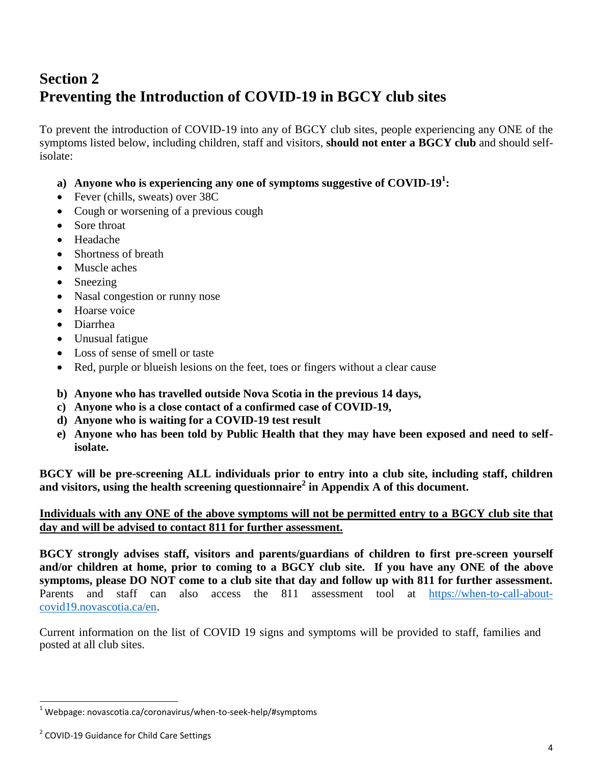# Section 2
# Preventing the Introduction of COVID-19 in BGCY club sites

To prevent the introduction of COVID-19 into any of BGCY club sites, people experiencing any ONE of the symptoms listed below, including children, staff and visitors, **should not enter a BGCY club** and should self-isolate:

**a) Anyone who is experiencing any one of symptoms suggestive of COVID-19[1]:**

- Fever (chills, sweats) over 38C
- Cough or worsening of a previous cough
- Sore throat
- Headache
- Shortness of breath
- Muscle aches
- Sneezing
- Nasal congestion or runny nose
- Hoarse voice
- Diarrhea
- Unusual fatigue
- Loss of sense of smell or taste
- Red, purple or blueish lesions on the feet, toes or fingers without a clear cause

**b) Anyone who has travelled outside Nova Scotia in the previous 14 days,**

**c) Anyone who is a close contact of a confirmed case of COVID-19,**

**d) Anyone who is waiting for a COVID-19 test result**

**e) Anyone who has been told by Public Health that they may have been exposed and need to self-isolate.**

**BGCY will be pre-screening ALL individuals prior to entry into a club site, including staff, children and visitors, using the health screening questionnaire[2] in Appendix A of this document.**

<u>**Individuals with any ONE of the above symptoms will not be permitted entry to a BGCY club site that day and will be advised to contact 811 for further assessment.**</u>

**BGCY strongly advises staff, visitors and parents/guardians of children to first pre-screen yourself and/or children at home, prior to coming to a BGCY club site. If you have any ONE of the above symptoms, please DO NOT come to a club site that day and follow up with 811 for further assessment.** Parents and staff can also access the 811 assessment tool at https://when-to-call-about-covid19.novascotia.ca/en.

Current information on the list of COVID 19 signs and symptoms will be provided to staff, families and posted at all club sites.

---

[1] Webpage: novascotia.ca/coronavirus/when-to-seek-help/#symptoms

[2] COVID-19 Guidance for Child Care Settings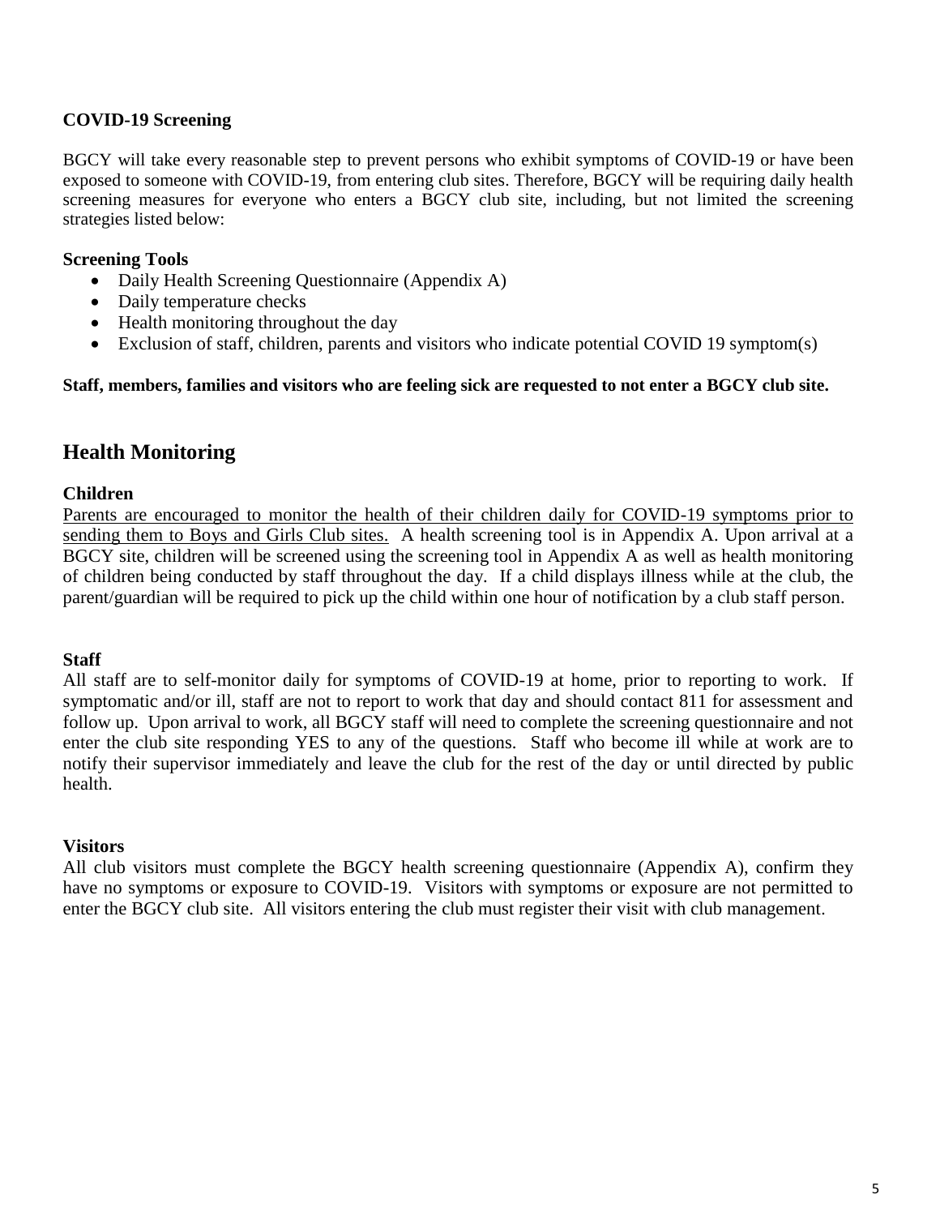### COVID-19 Screening

BGCY will take every reasonable step to prevent persons who exhibit symptoms of COVID-19 or have been exposed to someone with COVID-19, from entering club sites. Therefore, BGCY will be requiring daily health screening measures for everyone who enters a BGCY club site, including, but not limited the screening strategies listed below:

**Screening Tools**

- Daily Health Screening Questionnaire (Appendix A)
- Daily temperature checks
- Health monitoring throughout the day
- Exclusion of staff, children, parents and visitors who indicate potential COVID 19 symptom(s)

**Staff, members, families and visitors who are feeling sick are requested to not enter a BGCY club site.**

## Health Monitoring

**Children**

Parents are encouraged to monitor the health of their children daily for COVID-19 symptoms prior to sending them to Boys and Girls Club sites. A health screening tool is in Appendix A. Upon arrival at a BGCY site, children will be screened using the screening tool in Appendix A as well as health monitoring of children being conducted by staff throughout the day. If a child displays illness while at the club, the parent/guardian will be required to pick up the child within one hour of notification by a club staff person.

**Staff**

All staff are to self-monitor daily for symptoms of COVID-19 at home, prior to reporting to work. If symptomatic and/or ill, staff are not to report to work that day and should contact 811 for assessment and follow up. Upon arrival to work, all BGCY staff will need to complete the screening questionnaire and not enter the club site responding YES to any of the questions. Staff who become ill while at work are to notify their supervisor immediately and leave the club for the rest of the day or until directed by public health.

**Visitors**

All club visitors must complete the BGCY health screening questionnaire (Appendix A), confirm they have no symptoms or exposure to COVID-19. Visitors with symptoms or exposure are not permitted to enter the BGCY club site. All visitors entering the club must register their visit with club management.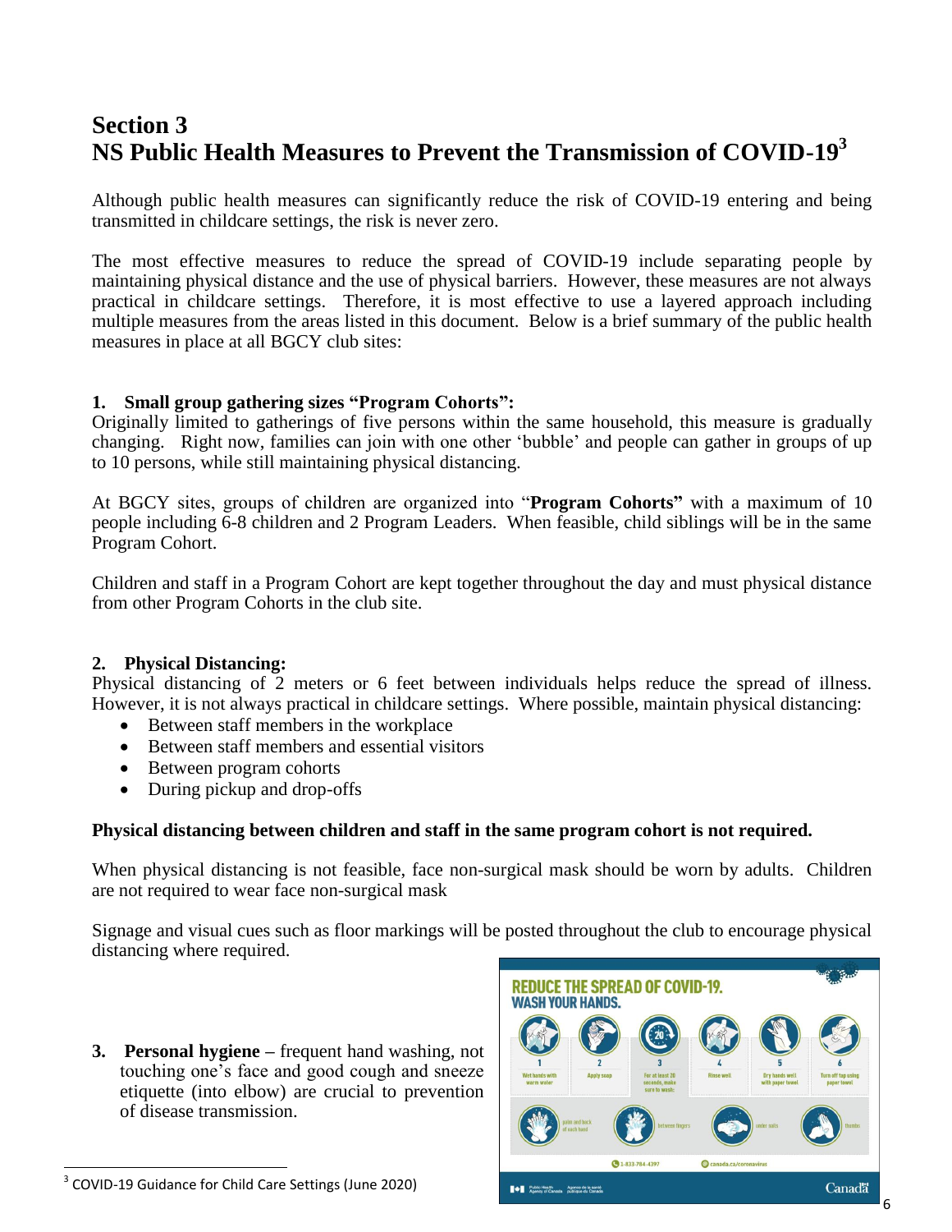# Section 3
# NS Public Health Measures to Prevent the Transmission of COVID-19[3]

Although public health measures can significantly reduce the risk of COVID-19 entering and being transmitted in childcare settings, the risk is never zero.

The most effective measures to reduce the spread of COVID-19 include separating people by maintaining physical distance and the use of physical barriers. However, these measures are not always practical in childcare settings. Therefore, it is most effective to use a layered approach including multiple measures from the areas listed in this document. Below is a brief summary of the public health measures in place at all BGCY club sites:

### 1. Small group gathering sizes "Program Cohorts":

Originally limited to gatherings of five persons within the same household, this measure is gradually changing. Right now, families can join with one other 'bubble' and people can gather in groups of up to 10 persons, while still maintaining physical distancing.

At BGCY sites, groups of children are organized into "**Program Cohorts"** with a maximum of 10 people including 6-8 children and 2 Program Leaders. When feasible, child siblings will be in the same Program Cohort.

Children and staff in a Program Cohort are kept together throughout the day and must physical distance from other Program Cohorts in the club site.

### 2. Physical Distancing:

Physical distancing of 2 meters or 6 feet between individuals helps reduce the spread of illness. However, it is not always practical in childcare settings. Where possible, maintain physical distancing:

- Between staff members in the workplace
- Between staff members and essential visitors
- Between program cohorts
- During pickup and drop-offs

**Physical distancing between children and staff in the same program cohort is not required.**

When physical distancing is not feasible, face non-surgical mask should be worn by adults. Children are not required to wear face non-surgical mask

Signage and visual cues such as floor markings will be posted throughout the club to encourage physical distancing where required.

3. **Personal hygiene –** frequent hand washing, not touching one's face and good cough and sneeze etiquette (into elbow) are crucial to prevention of disease transmission.

REDUCE THE SPREAD OF COVID-19. WASH YOUR HANDS.

1 Wet hands with warm water
2 Apply soap
3 For at least 20 seconds, make sure to wash: palm and back of each hand, between fingers, under nails, thumbs
4 Rinse well
5 Dry hands well with paper towel
6 Turn off tap using paper towel

1-833-784-4397 canada.ca/coronavirus

[3] COVID-19 Guidance for Child Care Settings (June 2020)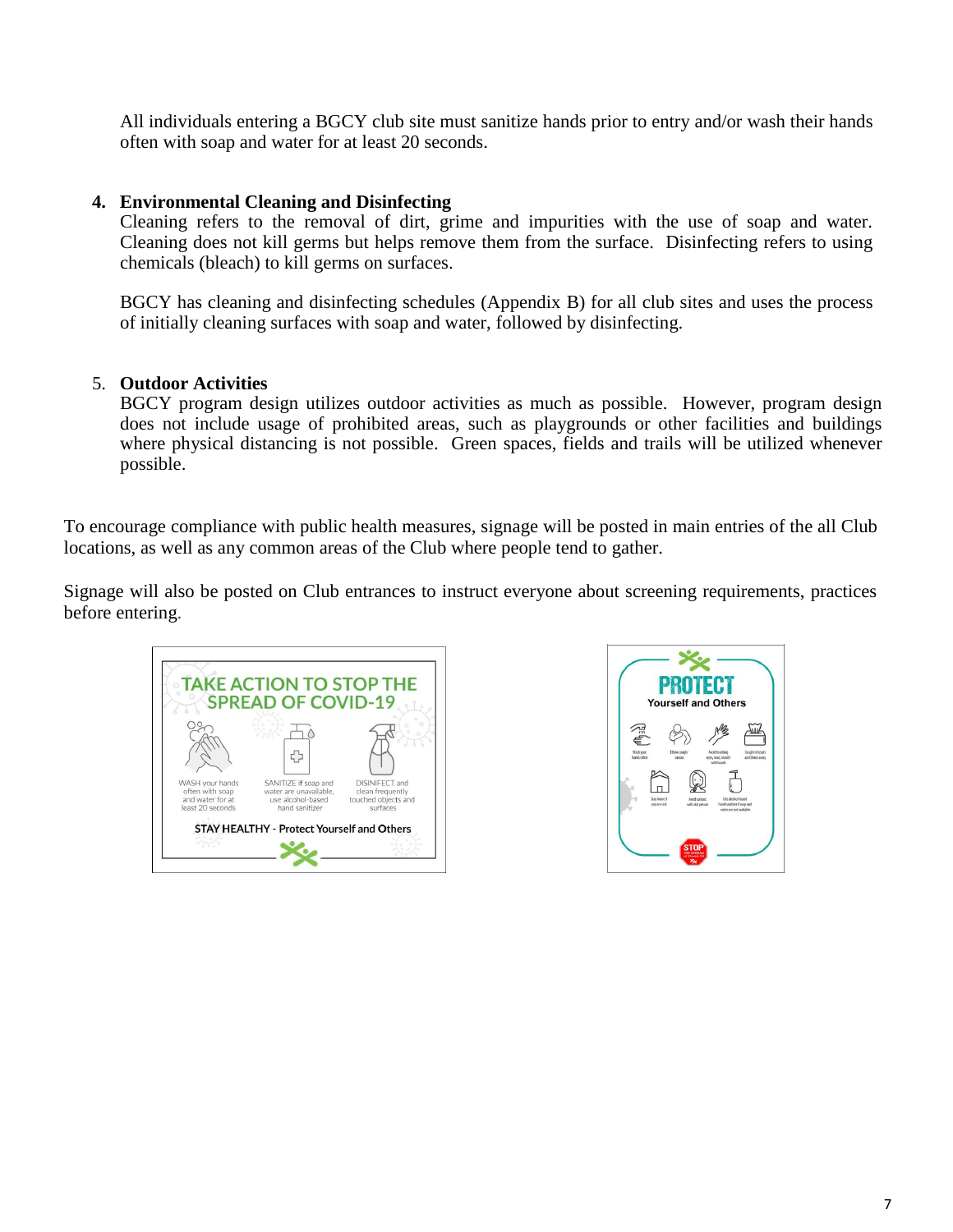All individuals entering a BGCY club site must sanitize hands prior to entry and/or wash their hands often with soap and water for at least 20 seconds.

4. **Environmental Cleaning and Disinfecting**

   Cleaning refers to the removal of dirt, grime and impurities with the use of soap and water. Cleaning does not kill germs but helps remove them from the surface. Disinfecting refers to using chemicals (bleach) to kill germs on surfaces.

   BGCY has cleaning and disinfecting schedules (Appendix B) for all club sites and uses the process of initially cleaning surfaces with soap and water, followed by disinfecting.

5. **Outdoor Activities**

   BGCY program design utilizes outdoor activities as much as possible. However, program design does not include usage of prohibited areas, such as playgrounds or other facilities and buildings where physical distancing is not possible. Green spaces, fields and trails will be utilized whenever possible.

To encourage compliance with public health measures, signage will be posted in main entries of the all Club locations, as well as any common areas of the Club where people tend to gather.

Signage will also be posted on Club entrances to instruct everyone about screening requirements, practices before entering.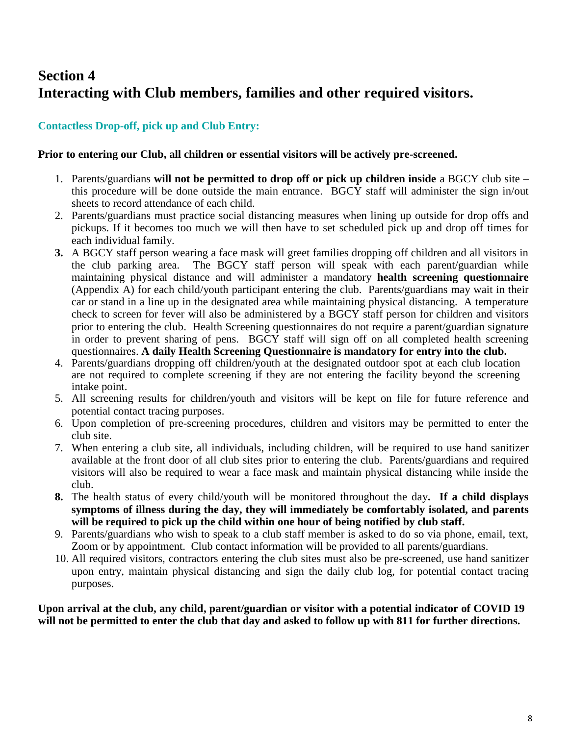# Section 4
# Interacting with Club members, families and other required visitors.

### Contactless Drop-off, pick up and Club Entry:

**Prior to entering our Club, all children or essential visitors will be actively pre-screened.**

1. Parents/guardians **will not be permitted to drop off or pick up children inside** a BGCY club site – this procedure will be done outside the main entrance. BGCY staff will administer the sign in/out sheets to record attendance of each child.
2. Parents/guardians must practice social distancing measures when lining up outside for drop offs and pickups. If it becomes too much we will then have to set scheduled pick up and drop off times for each individual family.
3. A BGCY staff person wearing a face mask will greet families dropping off children and all visitors in the club parking area. The BGCY staff person will speak with each parent/guardian while maintaining physical distance and will administer a mandatory **health screening questionnaire** (Appendix A) for each child/youth participant entering the club. Parents/guardians may wait in their car or stand in a line up in the designated area while maintaining physical distancing. A temperature check to screen for fever will also be administered by a BGCY staff person for children and visitors prior to entering the club. Health Screening questionnaires do not require a parent/guardian signature in order to prevent sharing of pens. BGCY staff will sign off on all completed health screening questionnaires. **A daily Health Screening Questionnaire is mandatory for entry into the club.**
4. Parents/guardians dropping off children/youth at the designated outdoor spot at each club location are not required to complete screening if they are not entering the facility beyond the screening intake point.
5. All screening results for children/youth and visitors will be kept on file for future reference and potential contact tracing purposes.
6. Upon completion of pre-screening procedures, children and visitors may be permitted to enter the club site.
7. When entering a club site, all individuals, including children, will be required to use hand sanitizer available at the front door of all club sites prior to entering the club. Parents/guardians and required visitors will also be required to wear a face mask and maintain physical distancing while inside the club.
8. The health status of every child/youth will be monitored throughout the day**. If a child displays symptoms of illness during the day, they will immediately be comfortably isolated, and parents will be required to pick up the child within one hour of being notified by club staff.**
9. Parents/guardians who wish to speak to a club staff member is asked to do so via phone, email, text, Zoom or by appointment. Club contact information will be provided to all parents/guardians.
10. All required visitors, contractors entering the club sites must also be pre-screened, use hand sanitizer upon entry, maintain physical distancing and sign the daily club log, for potential contact tracing purposes.

**Upon arrival at the club, any child, parent/guardian or visitor with a potential indicator of COVID 19 will not be permitted to enter the club that day and asked to follow up with 811 for further directions.**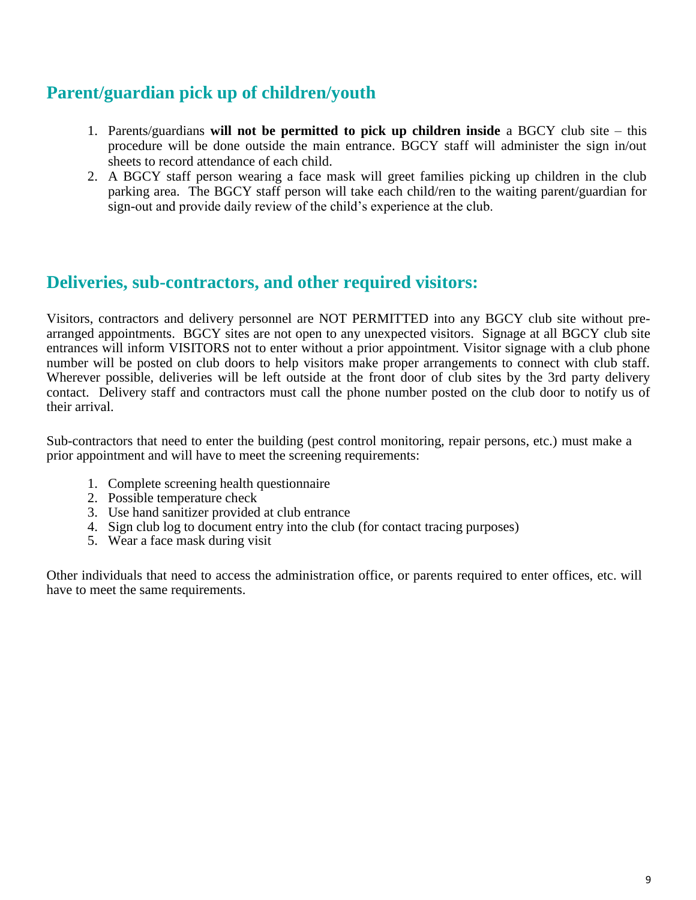## Parent/guardian pick up of children/youth

1. Parents/guardians **will not be permitted to pick up children inside** a BGCY club site – this procedure will be done outside the main entrance. BGCY staff will administer the sign in/out sheets to record attendance of each child.
2. A BGCY staff person wearing a face mask will greet families picking up children in the club parking area. The BGCY staff person will take each child/ren to the waiting parent/guardian for sign-out and provide daily review of the child's experience at the club.

## Deliveries, sub-contractors, and other required visitors:

Visitors, contractors and delivery personnel are NOT PERMITTED into any BGCY club site without pre-arranged appointments. BGCY sites are not open to any unexpected visitors. Signage at all BGCY club site entrances will inform VISITORS not to enter without a prior appointment. Visitor signage with a club phone number will be posted on club doors to help visitors make proper arrangements to connect with club staff. Wherever possible, deliveries will be left outside at the front door of club sites by the 3rd party delivery contact. Delivery staff and contractors must call the phone number posted on the club door to notify us of their arrival.

Sub-contractors that need to enter the building (pest control monitoring, repair persons, etc.) must make a prior appointment and will have to meet the screening requirements:

1. Complete screening health questionnaire
2. Possible temperature check
3. Use hand sanitizer provided at club entrance
4. Sign club log to document entry into the club (for contact tracing purposes)
5. Wear a face mask during visit

Other individuals that need to access the administration office, or parents required to enter offices, etc. will have to meet the same requirements.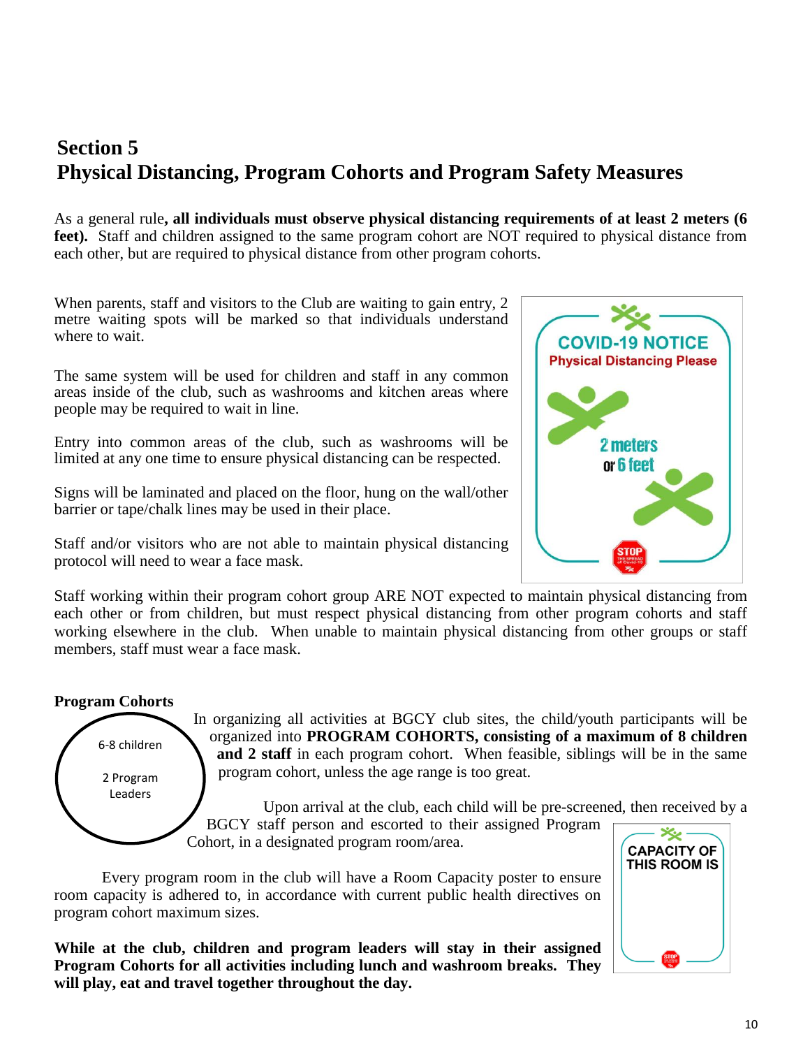## Section 5
## Physical Distancing, Program Cohorts and Program Safety Measures

As a general rule**, all individuals must observe physical distancing requirements of at least 2 meters (6 feet).** Staff and children assigned to the same program cohort are NOT required to physical distance from each other, but are required to physical distance from other program cohorts.

When parents, staff and visitors to the Club are waiting to gain entry, 2 metre waiting spots will be marked so that individuals understand where to wait.

The same system will be used for children and staff in any common areas inside of the club, such as washrooms and kitchen areas where people may be required to wait in line.

Entry into common areas of the club, such as washrooms will be limited at any one time to ensure physical distancing can be respected.

Signs will be laminated and placed on the floor, hung on the wall/other barrier or tape/chalk lines may be used in their place.

Staff and/or visitors who are not able to maintain physical distancing protocol will need to wear a face mask.

COVID-19 NOTICE
Physical Distancing Please
2 meters
or 6 feet
STOP

Staff working within their program cohort group ARE NOT expected to maintain physical distancing from each other or from children, but must respect physical distancing from other program cohorts and staff working elsewhere in the club. When unable to maintain physical distancing from other groups or staff members, staff must wear a face mask.

**Program Cohorts**

6-8 children

2 Program Leaders

In organizing all activities at BGCY club sites, the child/youth participants will be organized into **PROGRAM COHORTS, consisting of a maximum of 8 children and 2 staff** in each program cohort. When feasible, siblings will be in the same program cohort, unless the age range is too great.

Upon arrival at the club, each child will be pre-screened, then received by a BGCY staff person and escorted to their assigned Program Cohort, in a designated program room/area.

Every program room in the club will have a Room Capacity poster to ensure room capacity is adhered to, in accordance with current public health directives on program cohort maximum sizes.

CAPACITY OF THIS ROOM IS

**While at the club, children and program leaders will stay in their assigned Program Cohorts for all activities including lunch and washroom breaks. They will play, eat and travel together throughout the day.**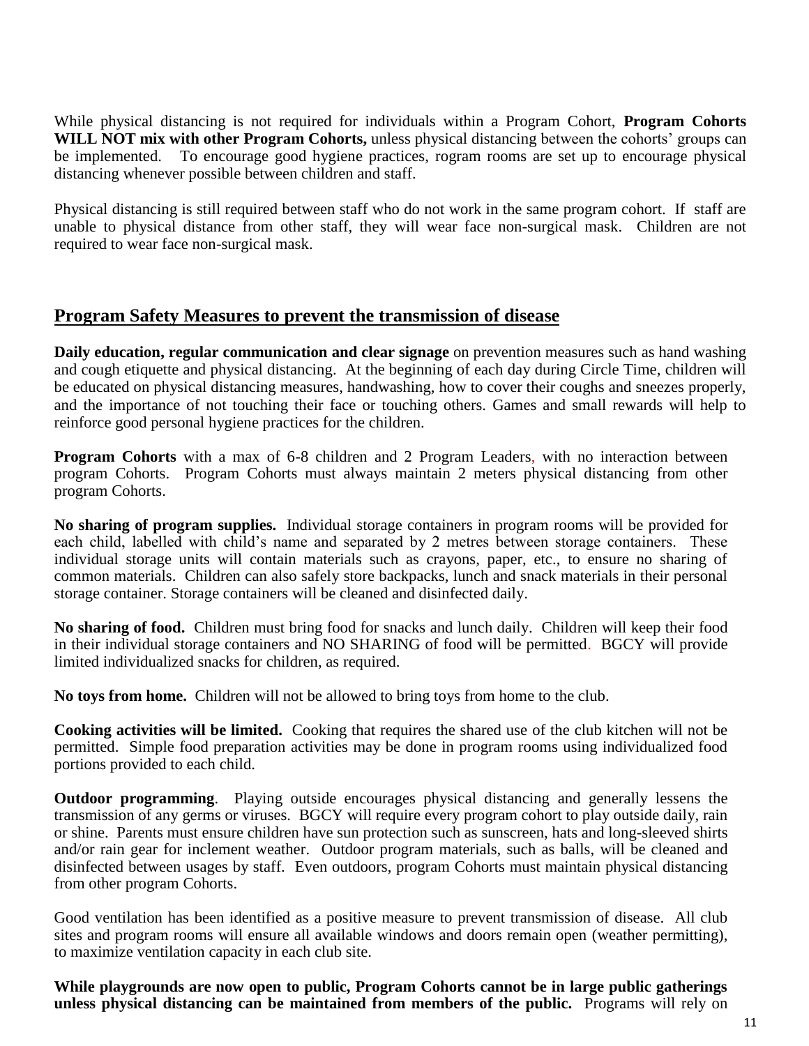While physical distancing is not required for individuals within a Program Cohort, **Program Cohorts WILL NOT mix with other Program Cohorts,** unless physical distancing between the cohorts' groups can be implemented. To encourage good hygiene practices, rogram rooms are set up to encourage physical distancing whenever possible between children and staff.

Physical distancing is still required between staff who do not work in the same program cohort. If staff are unable to physical distance from other staff, they will wear face non-surgical mask. Children are not required to wear face non-surgical mask.

## Program Safety Measures to prevent the transmission of disease

**Daily education, regular communication and clear signage** on prevention measures such as hand washing and cough etiquette and physical distancing. At the beginning of each day during Circle Time, children will be educated on physical distancing measures, handwashing, how to cover their coughs and sneezes properly, and the importance of not touching their face or touching others. Games and small rewards will help to reinforce good personal hygiene practices for the children.

**Program Cohorts** with a max of 6-8 children and 2 Program Leaders, with no interaction between program Cohorts. Program Cohorts must always maintain 2 meters physical distancing from other program Cohorts.

**No sharing of program supplies.** Individual storage containers in program rooms will be provided for each child, labelled with child's name and separated by 2 metres between storage containers. These individual storage units will contain materials such as crayons, paper, etc., to ensure no sharing of common materials. Children can also safely store backpacks, lunch and snack materials in their personal storage container. Storage containers will be cleaned and disinfected daily.

**No sharing of food.** Children must bring food for snacks and lunch daily. Children will keep their food in their individual storage containers and NO SHARING of food will be permitted. BGCY will provide limited individualized snacks for children, as required.

**No toys from home.** Children will not be allowed to bring toys from home to the club.

**Cooking activities will be limited.** Cooking that requires the shared use of the club kitchen will not be permitted. Simple food preparation activities may be done in program rooms using individualized food portions provided to each child.

**Outdoor programming**. Playing outside encourages physical distancing and generally lessens the transmission of any germs or viruses. BGCY will require every program cohort to play outside daily, rain or shine. Parents must ensure children have sun protection such as sunscreen, hats and long-sleeved shirts and/or rain gear for inclement weather. Outdoor program materials, such as balls, will be cleaned and disinfected between usages by staff. Even outdoors, program Cohorts must maintain physical distancing from other program Cohorts.

Good ventilation has been identified as a positive measure to prevent transmission of disease. All club sites and program rooms will ensure all available windows and doors remain open (weather permitting), to maximize ventilation capacity in each club site.

**While playgrounds are now open to public, Program Cohorts cannot be in large public gatherings unless physical distancing can be maintained from members of the public.** Programs will rely on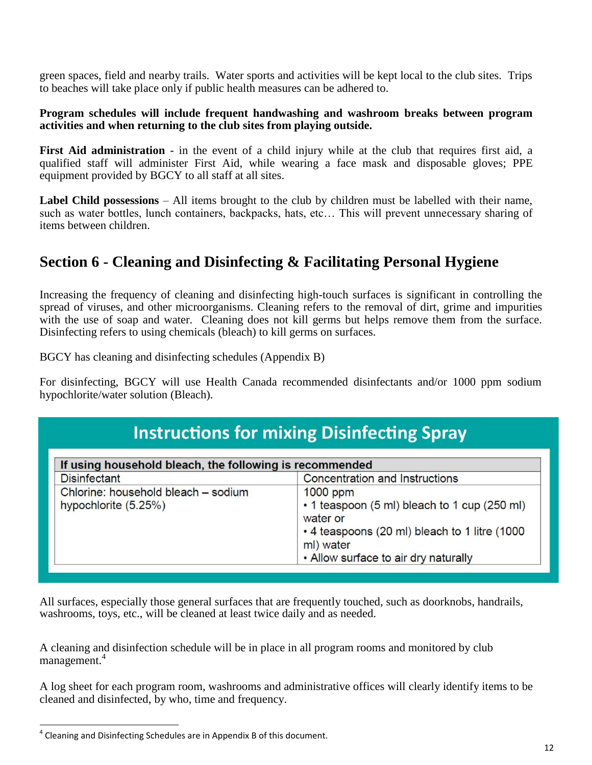green spaces, field and nearby trails. Water sports and activities will be kept local to the club sites. Trips to beaches will take place only if public health measures can be adhered to.

**Program schedules will include frequent handwashing and washroom breaks between program activities and when returning to the club sites from playing outside.**

**First Aid administration** - in the event of a child injury while at the club that requires first aid, a qualified staff will administer First Aid, while wearing a face mask and disposable gloves; PPE equipment provided by BGCY to all staff at all sites.

**Label Child possessions** – All items brought to the club by children must be labelled with their name, such as water bottles, lunch containers, backpacks, hats, etc… This will prevent unnecessary sharing of items between children.

## Section 6 - Cleaning and Disinfecting & Facilitating Personal Hygiene

Increasing the frequency of cleaning and disinfecting high-touch surfaces is significant in controlling the spread of viruses, and other microorganisms. Cleaning refers to the removal of dirt, grime and impurities with the use of soap and water. Cleaning does not kill germs but helps remove them from the surface. Disinfecting refers to using chemicals (bleach) to kill germs on surfaces.

BGCY has cleaning and disinfecting schedules (Appendix B)

For disinfecting, BGCY will use Health Canada recommended disinfectants and/or 1000 ppm sodium hypochlorite/water solution (Bleach).

### Instructions for mixing Disinfecting Spray

| If using household bleach, the following is recommended | |
|---|---|
| Disinfectant | Concentration and Instructions |
| Chlorine: household bleach – sodium hypochlorite (5.25%) | 1000 ppm<br>• 1 teaspoon (5 ml) bleach to 1 cup (250 ml) water or<br>• 4 teaspoons (20 ml) bleach to 1 litre (1000 ml) water<br>• Allow surface to air dry naturally |

All surfaces, especially those general surfaces that are frequently touched, such as doorknobs, handrails, washrooms, toys, etc., will be cleaned at least twice daily and as needed.

A cleaning and disinfection schedule will be in place in all program rooms and monitored by club management.[4]

A log sheet for each program room, washrooms and administrative offices will clearly identify items to be cleaned and disinfected, by who, time and frequency.

[4] Cleaning and Disinfecting Schedules are in Appendix B of this document.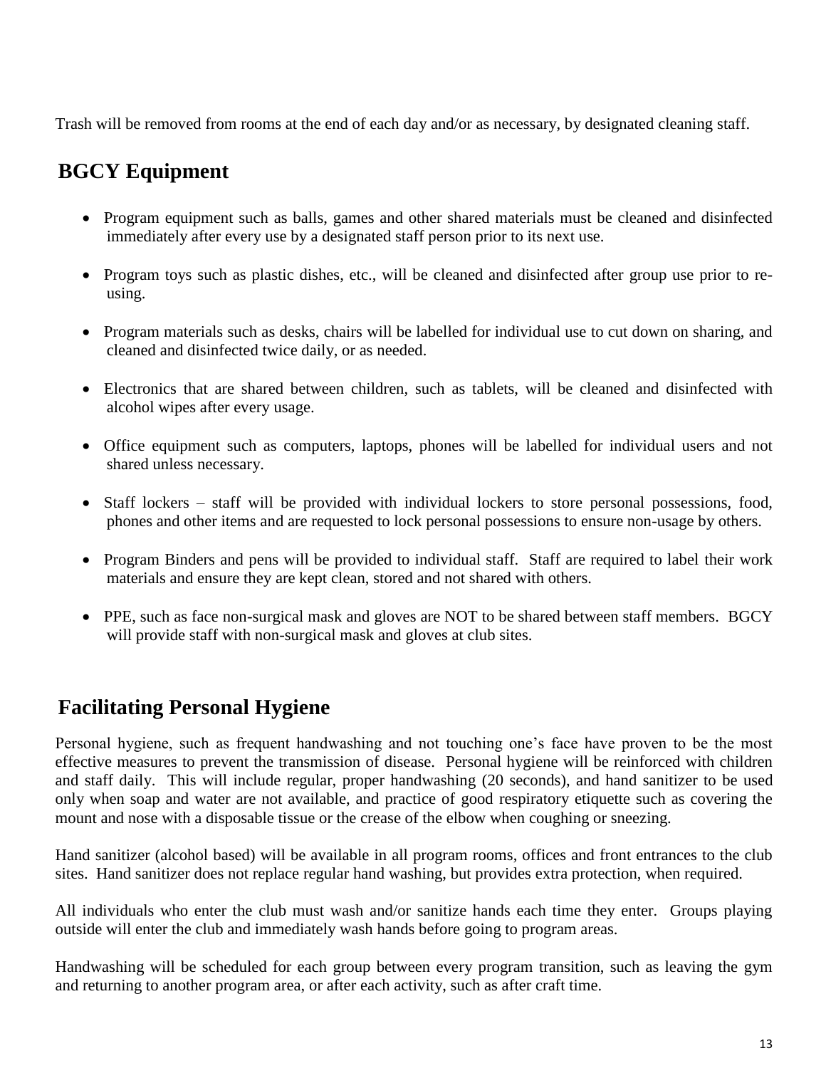Trash will be removed from rooms at the end of each day and/or as necessary, by designated cleaning staff.

## BGCY Equipment

- Program equipment such as balls, games and other shared materials must be cleaned and disinfected immediately after every use by a designated staff person prior to its next use.
- Program toys such as plastic dishes, etc., will be cleaned and disinfected after group use prior to re-using.
- Program materials such as desks, chairs will be labelled for individual use to cut down on sharing, and cleaned and disinfected twice daily, or as needed.
- Electronics that are shared between children, such as tablets, will be cleaned and disinfected with alcohol wipes after every usage.
- Office equipment such as computers, laptops, phones will be labelled for individual users and not shared unless necessary.
- Staff lockers – staff will be provided with individual lockers to store personal possessions, food, phones and other items and are requested to lock personal possessions to ensure non-usage by others.
- Program Binders and pens will be provided to individual staff. Staff are required to label their work materials and ensure they are kept clean, stored and not shared with others.
- PPE, such as face non-surgical mask and gloves are NOT to be shared between staff members. BGCY will provide staff with non-surgical mask and gloves at club sites.

## Facilitating Personal Hygiene

Personal hygiene, such as frequent handwashing and not touching one's face have proven to be the most effective measures to prevent the transmission of disease. Personal hygiene will be reinforced with children and staff daily. This will include regular, proper handwashing (20 seconds), and hand sanitizer to be used only when soap and water are not available, and practice of good respiratory etiquette such as covering the mount and nose with a disposable tissue or the crease of the elbow when coughing or sneezing.

Hand sanitizer (alcohol based) will be available in all program rooms, offices and front entrances to the club sites. Hand sanitizer does not replace regular hand washing, but provides extra protection, when required.

All individuals who enter the club must wash and/or sanitize hands each time they enter. Groups playing outside will enter the club and immediately wash hands before going to program areas.

Handwashing will be scheduled for each group between every program transition, such as leaving the gym and returning to another program area, or after each activity, such as after craft time.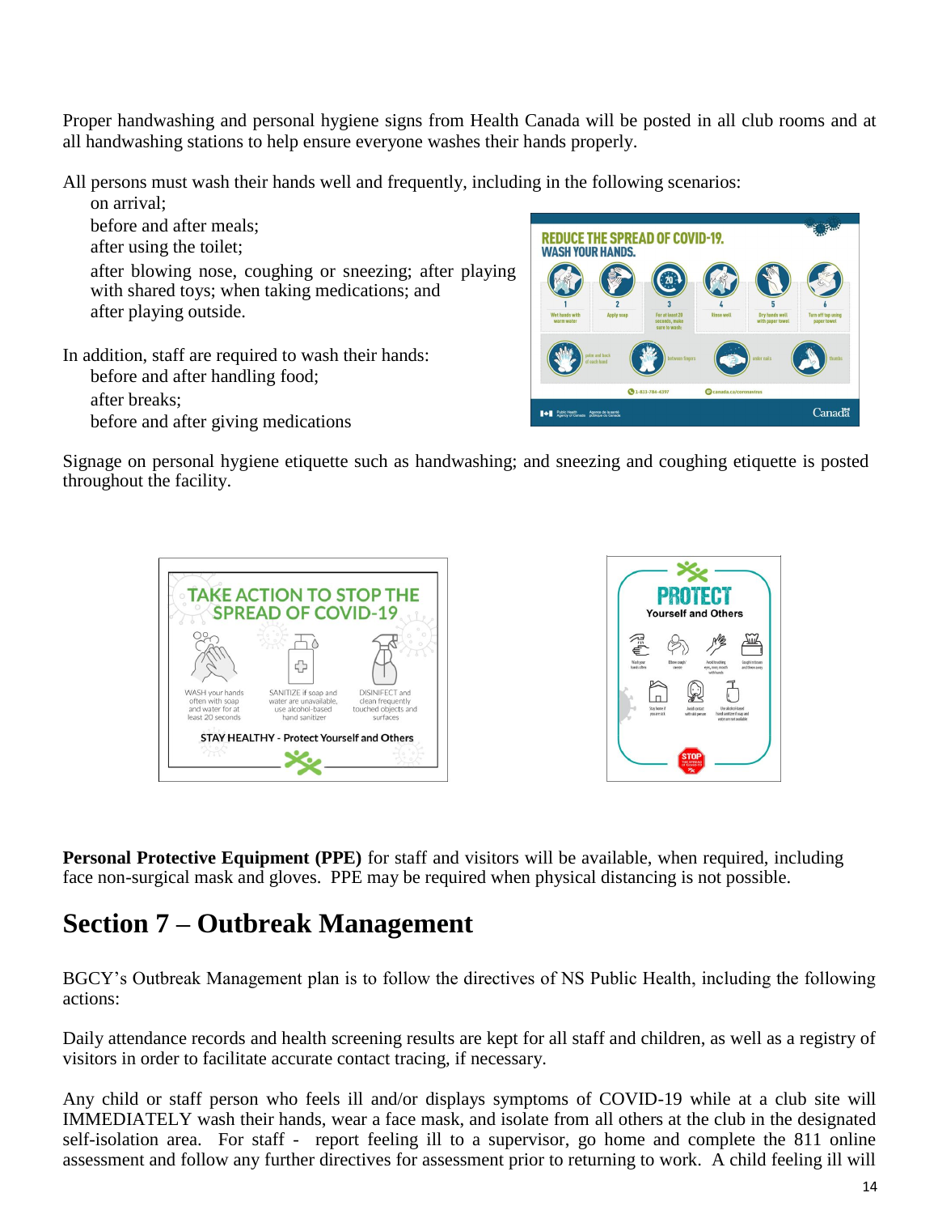Proper handwashing and personal hygiene signs from Health Canada will be posted in all club rooms and at all handwashing stations to help ensure everyone washes their hands properly.

All persons must wash their hands well and frequently, including in the following scenarios:

- on arrival;
- before and after meals;
- after using the toilet;
- after blowing nose, coughing or sneezing; after playing with shared toys; when taking medications; and
- after playing outside.

In addition, staff are required to wash their hands:

- before and after handling food;
- after breaks;
- before and after giving medications

Signage on personal hygiene etiquette such as handwashing; and sneezing and coughing etiquette is posted throughout the facility.

**Personal Protective Equipment (PPE)** for staff and visitors will be available, when required, including face non-surgical mask and gloves. PPE may be required when physical distancing is not possible.

# Section 7 – Outbreak Management

BGCY's Outbreak Management plan is to follow the directives of NS Public Health, including the following actions:

Daily attendance records and health screening results are kept for all staff and children, as well as a registry of visitors in order to facilitate accurate contact tracing, if necessary.

Any child or staff person who feels ill and/or displays symptoms of COVID-19 while at a club site will IMMEDIATELY wash their hands, wear a face mask, and isolate from all others at the club in the designated self-isolation area. For staff - report feeling ill to a supervisor, go home and complete the 811 online assessment and follow any further directives for assessment prior to returning to work. A child feeling ill will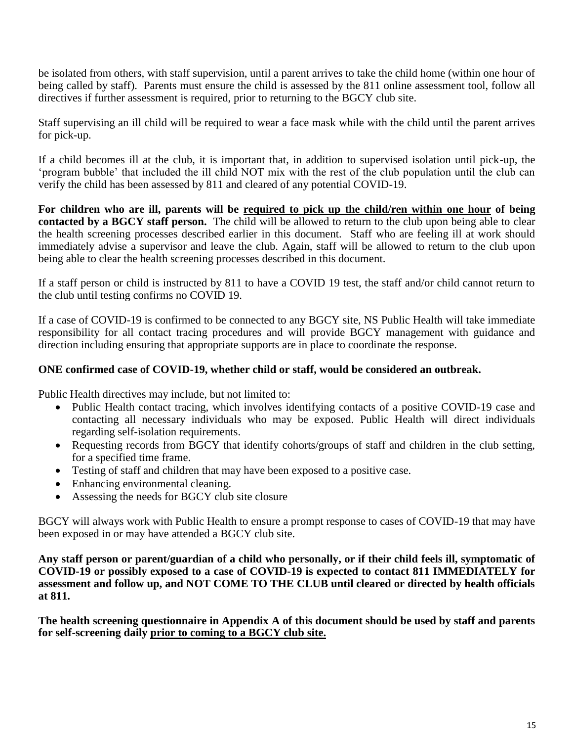be isolated from others, with staff supervision, until a parent arrives to take the child home (within one hour of being called by staff). Parents must ensure the child is assessed by the 811 online assessment tool, follow all directives if further assessment is required, prior to returning to the BGCY club site.

Staff supervising an ill child will be required to wear a face mask while with the child until the parent arrives for pick-up.

If a child becomes ill at the club, it is important that, in addition to supervised isolation until pick-up, the 'program bubble' that included the ill child NOT mix with the rest of the club population until the club can verify the child has been assessed by 811 and cleared of any potential COVID-19.

**For children who are ill, parents will be <u>required to pick up the child/ren within one hour</u> of being contacted by a BGCY staff person.** The child will be allowed to return to the club upon being able to clear the health screening processes described earlier in this document. Staff who are feeling ill at work should immediately advise a supervisor and leave the club. Again, staff will be allowed to return to the club upon being able to clear the health screening processes described in this document.

If a staff person or child is instructed by 811 to have a COVID 19 test, the staff and/or child cannot return to the club until testing confirms no COVID 19.

If a case of COVID-19 is confirmed to be connected to any BGCY site, NS Public Health will take immediate responsibility for all contact tracing procedures and will provide BGCY management with guidance and direction including ensuring that appropriate supports are in place to coordinate the response.

**ONE confirmed case of COVID-19, whether child or staff, would be considered an outbreak.**

Public Health directives may include, but not limited to:

- Public Health contact tracing, which involves identifying contacts of a positive COVID-19 case and contacting all necessary individuals who may be exposed. Public Health will direct individuals regarding self-isolation requirements.
- Requesting records from BGCY that identify cohorts/groups of staff and children in the club setting, for a specified time frame.
- Testing of staff and children that may have been exposed to a positive case.
- Enhancing environmental cleaning.
- Assessing the needs for BGCY club site closure

BGCY will always work with Public Health to ensure a prompt response to cases of COVID-19 that may have been exposed in or may have attended a BGCY club site.

**Any staff person or parent/guardian of a child who personally, or if their child feels ill, symptomatic of COVID-19 or possibly exposed to a case of COVID-19 is expected to contact 811 IMMEDIATELY for assessment and follow up, and NOT COME TO THE CLUB until cleared or directed by health officials at 811.**

**The health screening questionnaire in Appendix A of this document should be used by staff and parents for self-screening daily <u>prior to coming to a BGCY club site.</u>**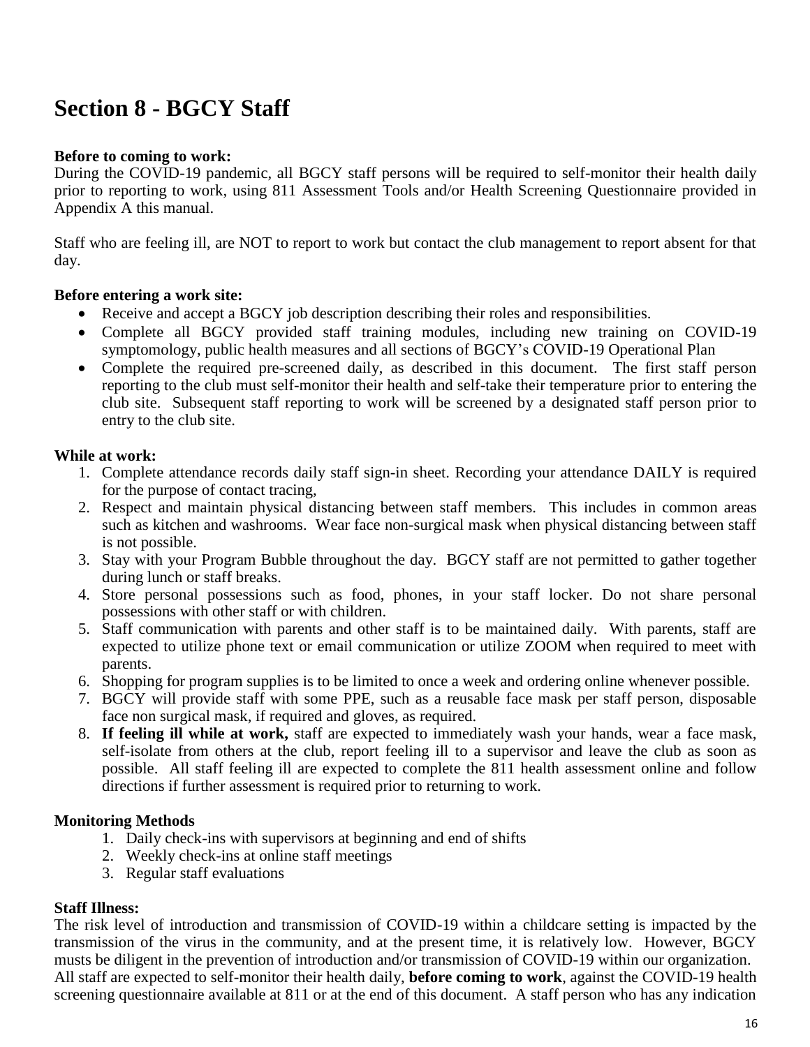# Section 8 - BGCY Staff

**Before to coming to work:**
During the COVID-19 pandemic, all BGCY staff persons will be required to self-monitor their health daily prior to reporting to work, using 811 Assessment Tools and/or Health Screening Questionnaire provided in Appendix A this manual.

Staff who are feeling ill, are NOT to report to work but contact the club management to report absent for that day.

**Before entering a work site:**

- Receive and accept a BGCY job description describing their roles and responsibilities.
- Complete all BGCY provided staff training modules, including new training on COVID-19 symptomology, public health measures and all sections of BGCY's COVID-19 Operational Plan
- Complete the required pre-screened daily, as described in this document. The first staff person reporting to the club must self-monitor their health and self-take their temperature prior to entering the club site. Subsequent staff reporting to work will be screened by a designated staff person prior to entry to the club site.

**While at work:**

1. Complete attendance records daily staff sign-in sheet. Recording your attendance DAILY is required for the purpose of contact tracing,
2. Respect and maintain physical distancing between staff members. This includes in common areas such as kitchen and washrooms. Wear face non-surgical mask when physical distancing between staff is not possible.
3. Stay with your Program Bubble throughout the day. BGCY staff are not permitted to gather together during lunch or staff breaks.
4. Store personal possessions such as food, phones, in your staff locker. Do not share personal possessions with other staff or with children.
5. Staff communication with parents and other staff is to be maintained daily. With parents, staff are expected to utilize phone text or email communication or utilize ZOOM when required to meet with parents.
6. Shopping for program supplies is to be limited to once a week and ordering online whenever possible.
7. BGCY will provide staff with some PPE, such as a reusable face mask per staff person, disposable face non surgical mask, if required and gloves, as required.
8. **If feeling ill while at work,** staff are expected to immediately wash your hands, wear a face mask, self-isolate from others at the club, report feeling ill to a supervisor and leave the club as soon as possible. All staff feeling ill are expected to complete the 811 health assessment online and follow directions if further assessment is required prior to returning to work.

**Monitoring Methods**

1. Daily check-ins with supervisors at beginning and end of shifts
2. Weekly check-ins at online staff meetings
3. Regular staff evaluations

**Staff Illness:**
The risk level of introduction and transmission of COVID-19 within a childcare setting is impacted by the transmission of the virus in the community, and at the present time, it is relatively low. However, BGCY musts be diligent in the prevention of introduction and/or transmission of COVID-19 within our organization. All staff are expected to self-monitor their health daily, **before coming to work**, against the COVID-19 health screening questionnaire available at 811 or at the end of this document. A staff person who has any indication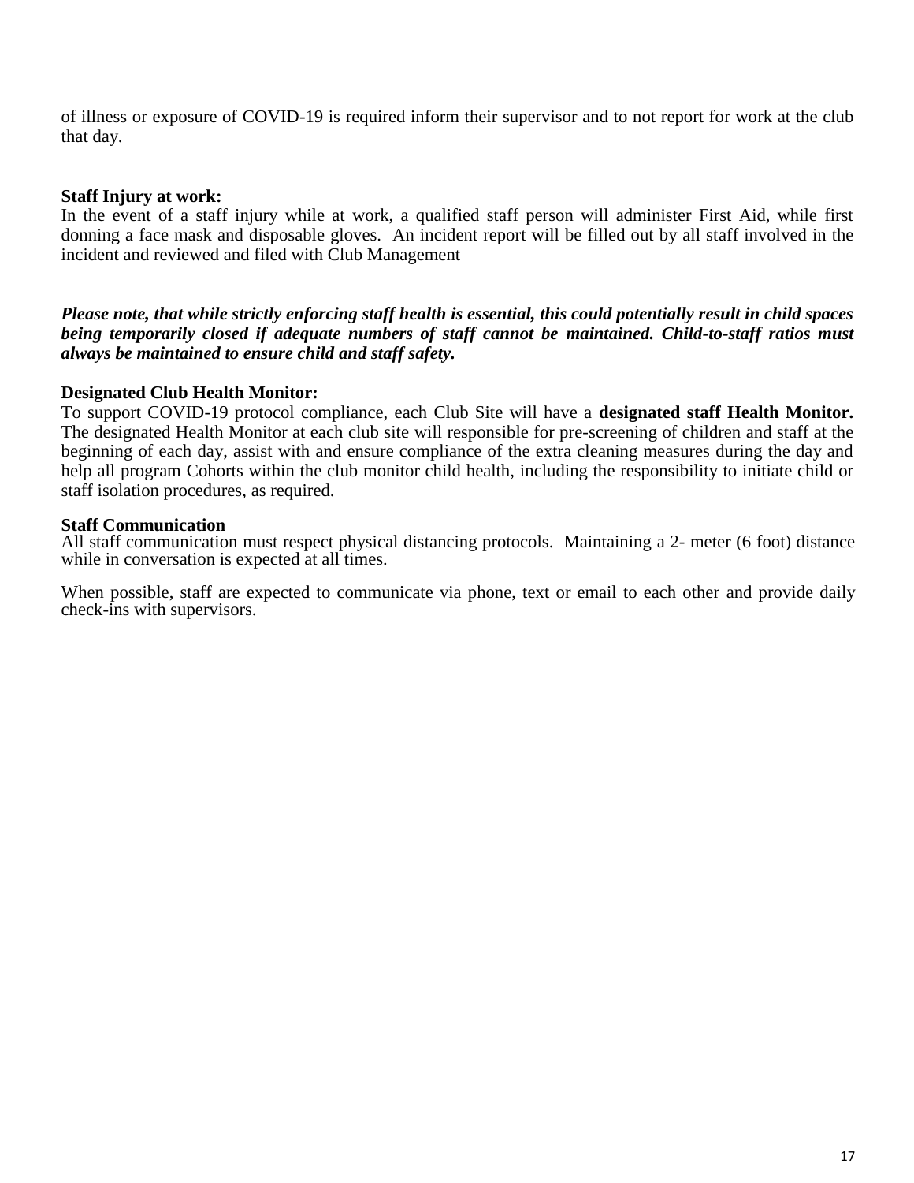of illness or exposure of COVID-19 is required inform their supervisor and to not report for work at the club that day.

**Staff Injury at work:**
In the event of a staff injury while at work, a qualified staff person will administer First Aid, while first donning a face mask and disposable gloves. An incident report will be filled out by all staff involved in the incident and reviewed and filed with Club Management

***Please note, that while strictly enforcing staff health is essential, this could potentially result in child spaces being temporarily closed if adequate numbers of staff cannot be maintained. Child-to-staff ratios must always be maintained to ensure child and staff safety.***

**Designated Club Health Monitor:**
To support COVID-19 protocol compliance, each Club Site will have a **designated staff Health Monitor.** The designated Health Monitor at each club site will responsible for pre-screening of children and staff at the beginning of each day, assist with and ensure compliance of the extra cleaning measures during the day and help all program Cohorts within the club monitor child health, including the responsibility to initiate child or staff isolation procedures, as required.

**Staff Communication**
All staff communication must respect physical distancing protocols. Maintaining a 2- meter (6 foot) distance while in conversation is expected at all times.

When possible, staff are expected to communicate via phone, text or email to each other and provide daily check-ins with supervisors.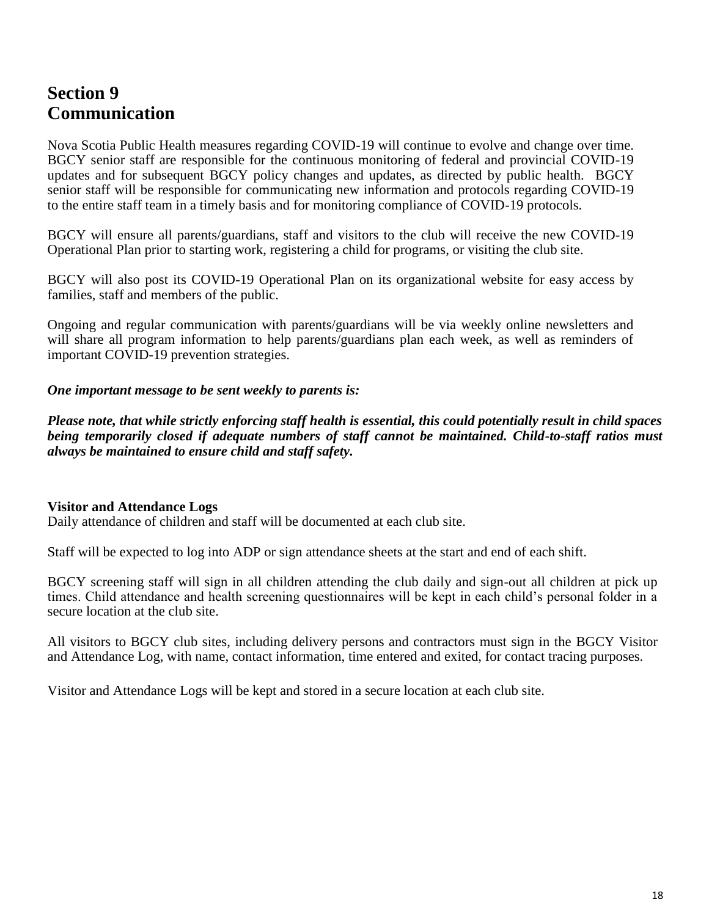# Section 9
# Communication

Nova Scotia Public Health measures regarding COVID-19 will continue to evolve and change over time. BGCY senior staff are responsible for the continuous monitoring of federal and provincial COVID-19 updates and for subsequent BGCY policy changes and updates, as directed by public health. BGCY senior staff will be responsible for communicating new information and protocols regarding COVID-19 to the entire staff team in a timely basis and for monitoring compliance of COVID-19 protocols.

BGCY will ensure all parents/guardians, staff and visitors to the club will receive the new COVID-19 Operational Plan prior to starting work, registering a child for programs, or visiting the club site.

BGCY will also post its COVID-19 Operational Plan on its organizational website for easy access by families, staff and members of the public.

Ongoing and regular communication with parents/guardians will be via weekly online newsletters and will share all program information to help parents/guardians plan each week, as well as reminders of important COVID-19 prevention strategies.

***One important message to be sent weekly to parents is:***

***Please note, that while strictly enforcing staff health is essential, this could potentially result in child spaces being temporarily closed if adequate numbers of staff cannot be maintained. Child-to-staff ratios must always be maintained to ensure child and staff safety.***

**Visitor and Attendance Logs**

Daily attendance of children and staff will be documented at each club site.

Staff will be expected to log into ADP or sign attendance sheets at the start and end of each shift.

BGCY screening staff will sign in all children attending the club daily and sign-out all children at pick up times. Child attendance and health screening questionnaires will be kept in each child's personal folder in a secure location at the club site.

All visitors to BGCY club sites, including delivery persons and contractors must sign in the BGCY Visitor and Attendance Log, with name, contact information, time entered and exited, for contact tracing purposes.

Visitor and Attendance Logs will be kept and stored in a secure location at each club site.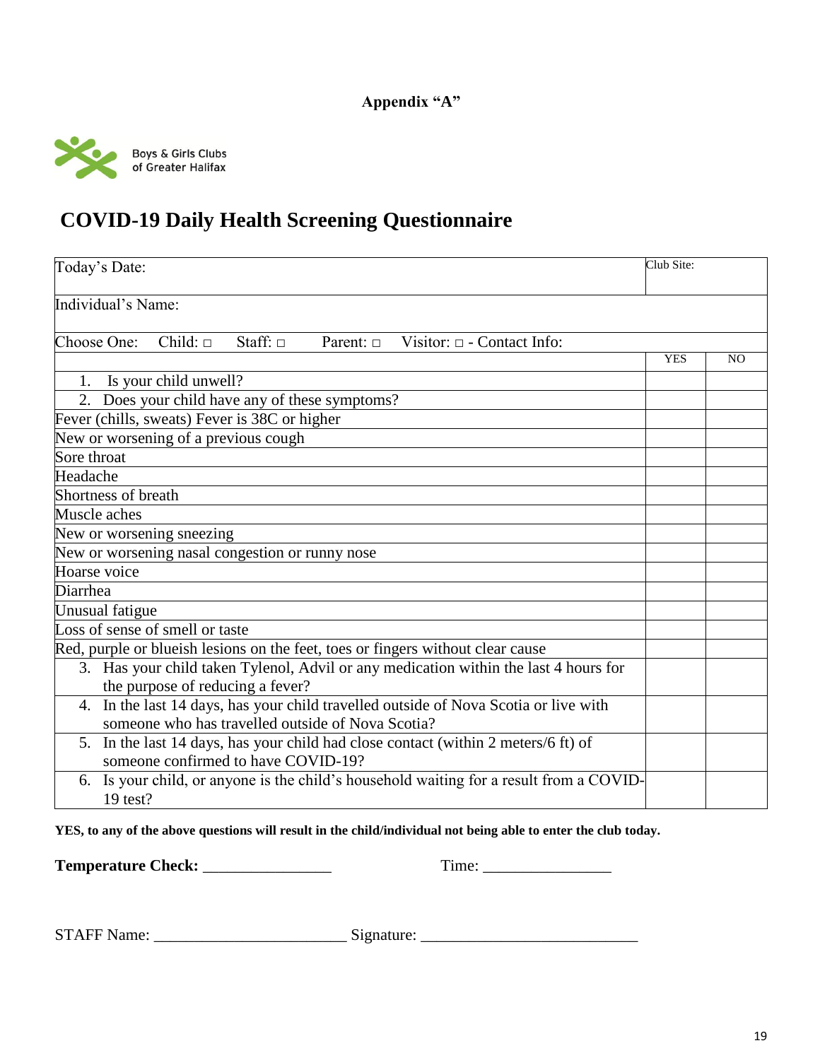**Appendix "A"**

Boys & Girls Clubs of Greater Halifax

# COVID-19 Daily Health Screening Questionnaire

| Today's Date: | Club Site: | |
|---|---|---|
| Individual's Name: | | |
| Choose One: Child: □ Staff: □ Parent: □ Visitor: □ - Contact Info: | | |
| | YES | NO |
| 1. Is your child unwell? | | |
| 2. Does your child have any of these symptoms? | | |
| Fever (chills, sweats) Fever is 38C or higher | | |
| New or worsening of a previous cough | | |
| Sore throat | | |
| Headache | | |
| Shortness of breath | | |
| Muscle aches | | |
| New or worsening sneezing | | |
| New or worsening nasal congestion or runny nose | | |
| Hoarse voice | | |
| Diarrhea | | |
| Unusual fatigue | | |
| Loss of sense of smell or taste | | |
| Red, purple or blueish lesions on the feet, toes or fingers without clear cause | | |
| 3. Has your child taken Tylenol, Advil or any medication within the last 4 hours for the purpose of reducing a fever? | | |
| 4. In the last 14 days, has your child travelled outside of Nova Scotia or live with someone who has travelled outside of Nova Scotia? | | |
| 5. In the last 14 days, has your child had close contact (within 2 meters/6 ft) of someone confirmed to have COVID-19? | | |
| 6. Is your child, or anyone is the child's household waiting for a result from a COVID-19 test? | | |

**YES, to any of the above questions will result in the child/individual not being able to enter the club today.**

**Temperature Check:** ________________ Time: ________________

STAFF Name: ________________________ Signature: ___________________________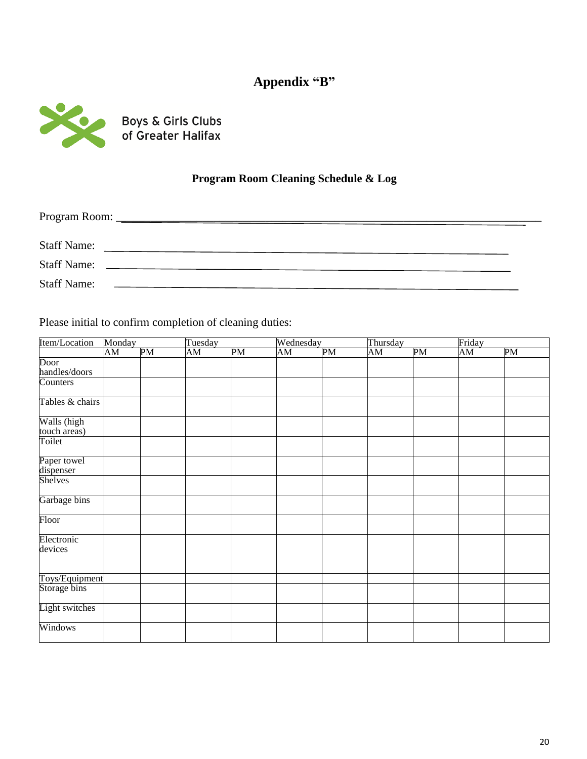# Appendix "B"

Boys & Girls Clubs of Greater Halifax

## Program Room Cleaning Schedule & Log

Program Room: ______________________________________________

Staff Name: ______________________________________________

Staff Name: ______________________________________________

Staff Name: ______________________________________________

Please initial to confirm completion of cleaning duties:

| Item/Location | Monday | | Tuesday | | Wednesday | | Thursday | | Friday | |
|---|---|---|---|---|---|---|---|---|---|---|
| | AM | PM | AM | PM | AM | PM | AM | PM | AM | PM |
| Door handles/doors | | | | | | | | | | |
| Counters | | | | | | | | | | |
| Tables & chairs | | | | | | | | | | |
| Walls (high touch areas) | | | | | | | | | | |
| Toilet | | | | | | | | | | |
| Paper towel dispenser | | | | | | | | | | |
| Shelves | | | | | | | | | | |
| Garbage bins | | | | | | | | | | |
| Floor | | | | | | | | | | |
| Electronic devices | | | | | | | | | | |
| Toys/Equipment | | | | | | | | | | |
| Storage bins | | | | | | | | | | |
| Light switches | | | | | | | | | | |
| Windows | | | | | | | | | | |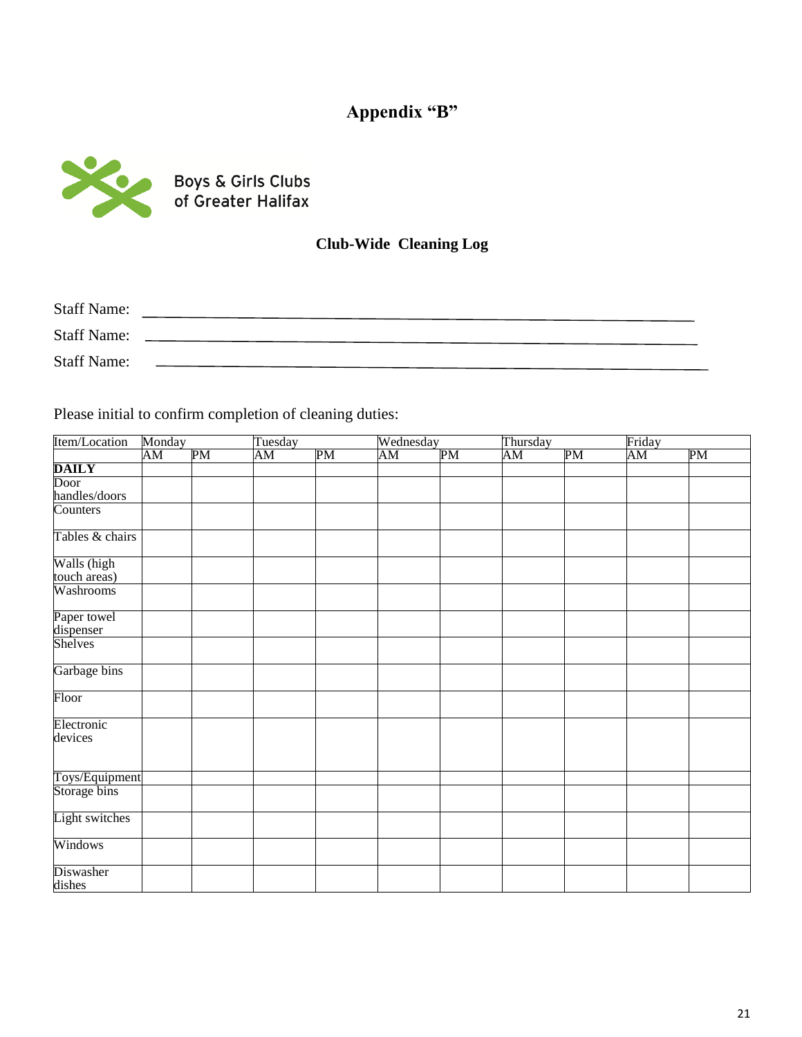# Appendix "B"

Boys & Girls Clubs of Greater Halifax

## Club-Wide Cleaning Log

Staff Name: ______________________________________________

Staff Name: ______________________________________________

Staff Name: ______________________________________________

Please initial to confirm completion of cleaning duties:

| Item/Location | Monday | | Tuesday | | Wednesday | | Thursday | | Friday | |
|---|---|---|---|---|---|---|---|---|---|---|
| | AM | PM | AM | PM | AM | PM | AM | PM | AM | PM |
| **DAILY** | | | | | | | | | | |
| Door handles/doors | | | | | | | | | | |
| Counters | | | | | | | | | | |
| Tables & chairs | | | | | | | | | | |
| Walls (high touch areas) | | | | | | | | | | |
| Washrooms | | | | | | | | | | |
| Paper towel dispenser | | | | | | | | | | |
| Shelves | | | | | | | | | | |
| Garbage bins | | | | | | | | | | |
| Floor | | | | | | | | | | |
| Electronic devices | | | | | | | | | | |
| Toys/Equipment | | | | | | | | | | |
| Storage bins | | | | | | | | | | |
| Light switches | | | | | | | | | | |
| Windows | | | | | | | | | | |
| Diswasher dishes | | | | | | | | | | |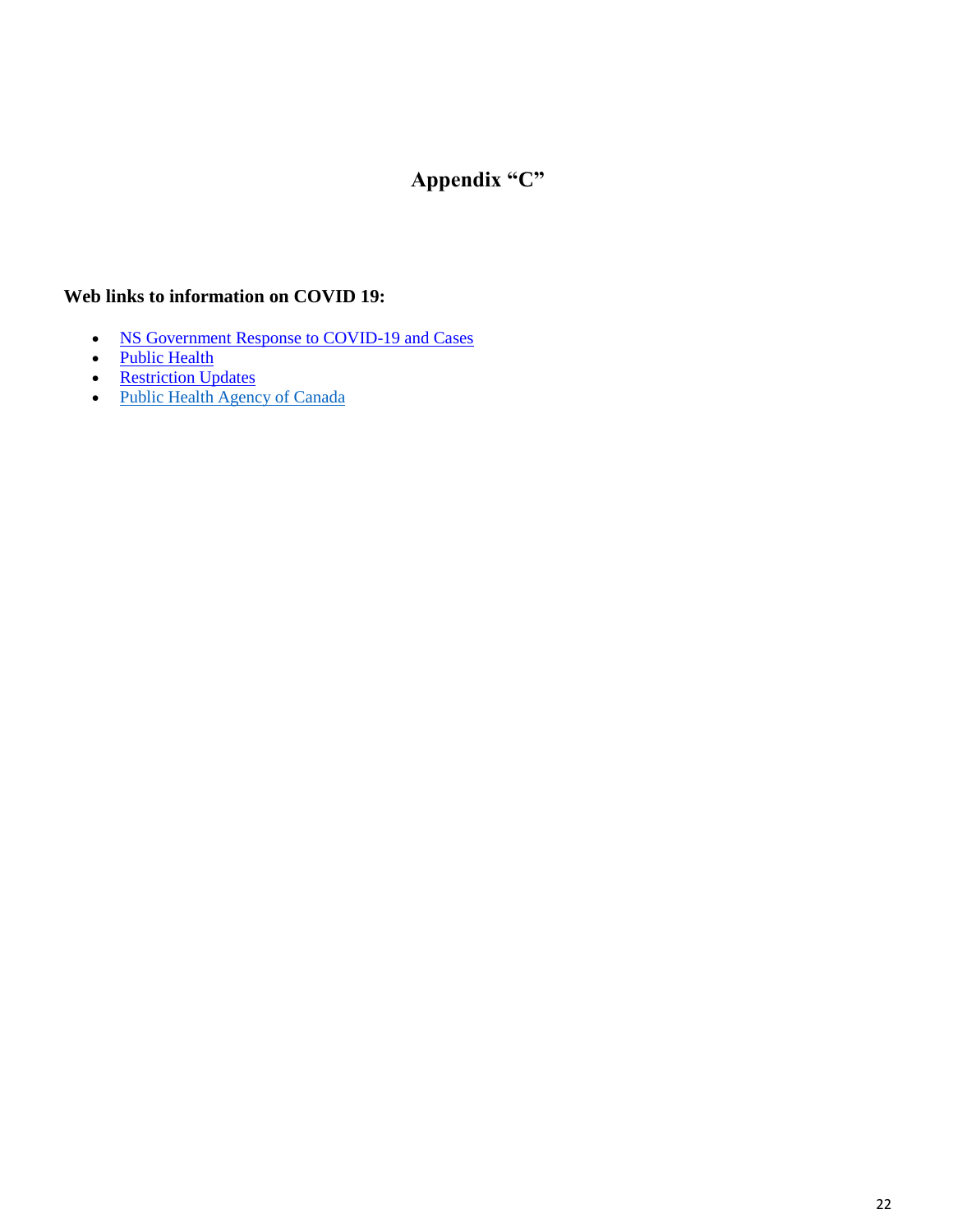# Appendix "C"

**Web links to information on COVID 19:**

- NS Government Response to COVID-19 and Cases
- Public Health
- Restriction Updates
- Public Health Agency of Canada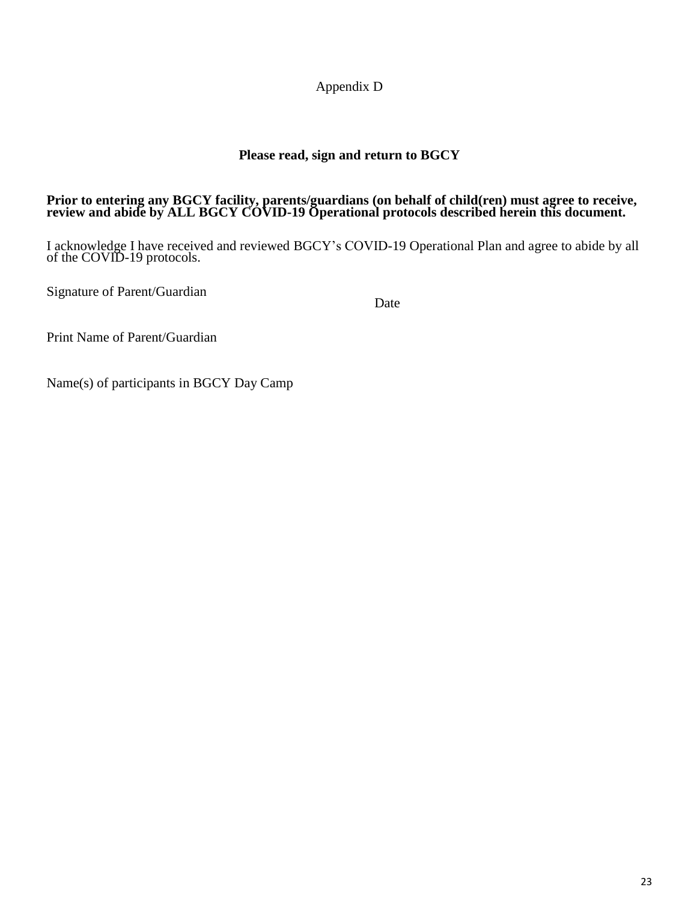Appendix D

**Please read, sign and return to BGCY**

**Prior to entering any BGCY facility, parents/guardians (on behalf of child(ren) must agree to receive, review and abide by ALL BGCY COVID-19 Operational protocols described herein this document.**

I acknowledge I have received and reviewed BGCY's COVID-19 Operational Plan and agree to abide by all of the COVID-19 protocols.

Signature of Parent/Guardian

Date

Print Name of Parent/Guardian

Name(s) of participants in BGCY Day Camp